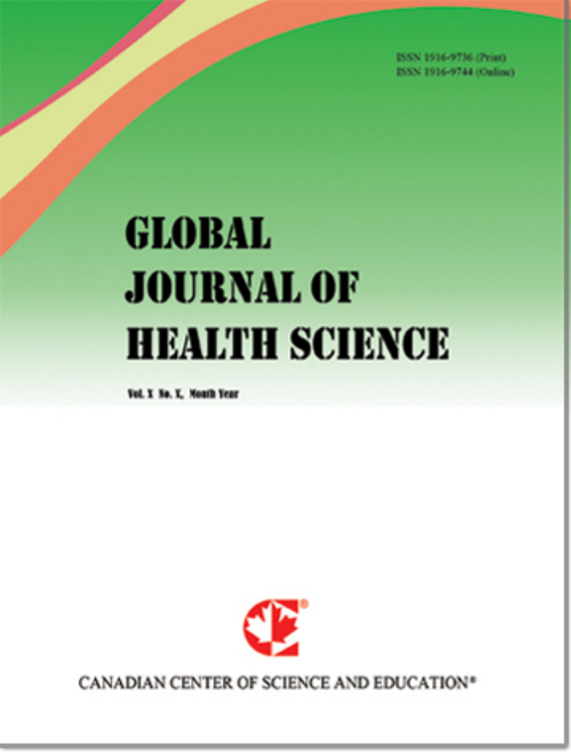ISSN 1916-9736 (Print)
ISSN 1916-9744 (Online)

# GLOBAL JOURNAL OF HEALTH SCIENCE

Vol. X No. X, Month Year

CANADIAN CENTER OF SCIENCE AND EDUCATION®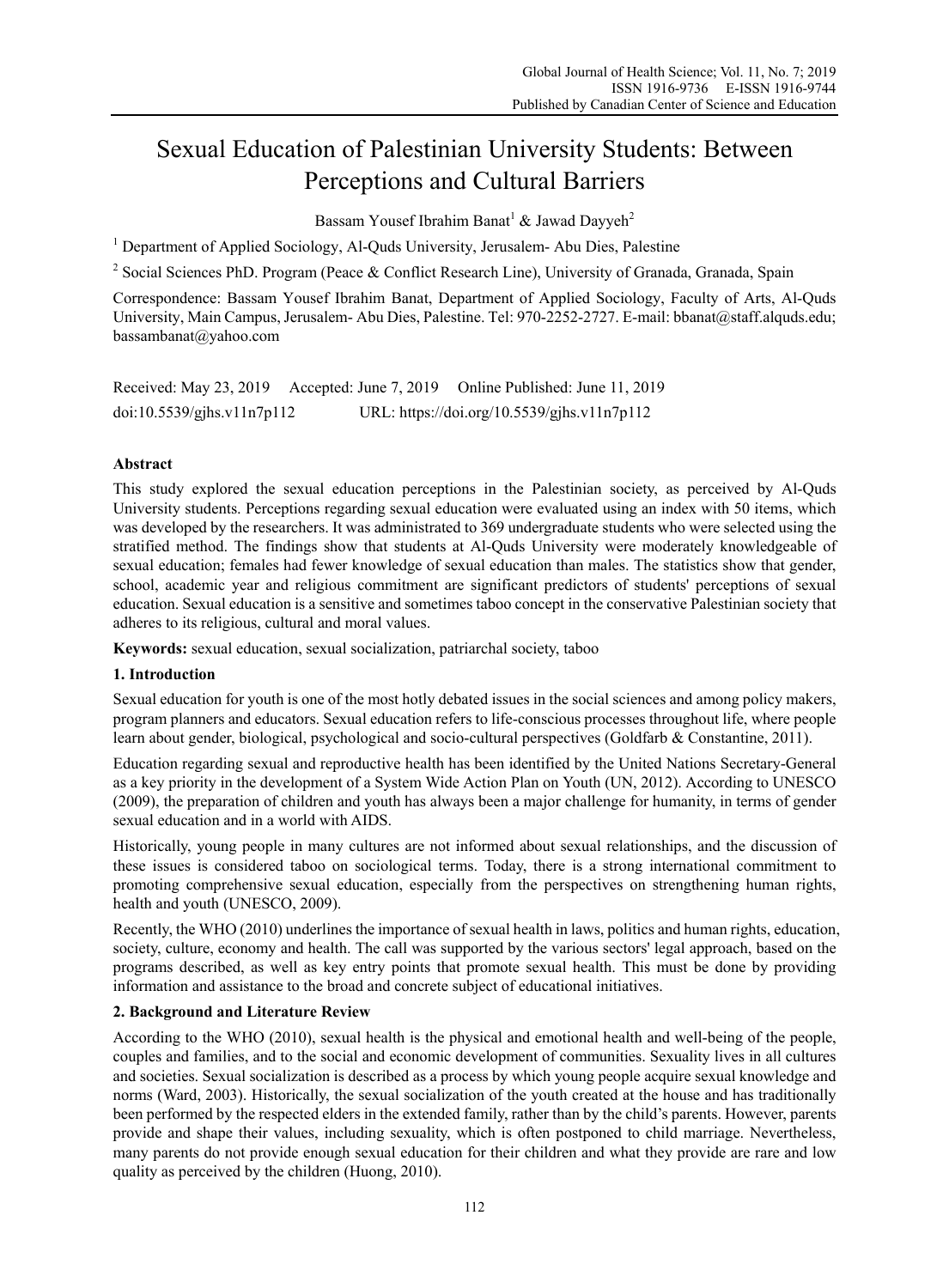# Sexual Education of Palestinian University Students: Between Perceptions and Cultural Barriers

Bassam Yousef Ibrahim Banat[1] & Jawad Dayyeh[2]

[1] Department of Applied Sociology, Al-Quds University, Jerusalem- Abu Dies, Palestine

[2] Social Sciences PhD. Program (Peace & Conflict Research Line), University of Granada, Granada, Spain

Correspondence: Bassam Yousef Ibrahim Banat, Department of Applied Sociology, Faculty of Arts, Al-Quds University, Main Campus, Jerusalem- Abu Dies, Palestine. Tel: 970-2252-2727. E-mail: bbanat@staff.alquds.edu; bassambanat@yahoo.com

Received: May 23, 2019 Accepted: June 7, 2019 Online Published: June 11, 2019

doi:10.5539/gjhs.v11n7p112 URL: https://doi.org/10.5539/gjhs.v11n7p112

**Abstract**

This study explored the sexual education perceptions in the Palestinian society, as perceived by Al-Quds University students. Perceptions regarding sexual education were evaluated using an index with 50 items, which was developed by the researchers. It was administrated to 369 undergraduate students who were selected using the stratified method. The findings show that students at Al-Quds University were moderately knowledgeable of sexual education; females had fewer knowledge of sexual education than males. The statistics show that gender, school, academic year and religious commitment are significant predictors of students' perceptions of sexual education. Sexual education is a sensitive and sometimes taboo concept in the conservative Palestinian society that adheres to its religious, cultural and moral values.

**Keywords:** sexual education, sexual socialization, patriarchal society, taboo

## 1. Introduction

Sexual education for youth is one of the most hotly debated issues in the social sciences and among policy makers, program planners and educators. Sexual education refers to life-conscious processes throughout life, where people learn about gender, biological, psychological and socio-cultural perspectives (Goldfarb & Constantine, 2011).

Education regarding sexual and reproductive health has been identified by the United Nations Secretary-General as a key priority in the development of a System Wide Action Plan on Youth (UN, 2012). According to UNESCO (2009), the preparation of children and youth has always been a major challenge for humanity, in terms of gender sexual education and in a world with AIDS.

Historically, young people in many cultures are not informed about sexual relationships, and the discussion of these issues is considered taboo on sociological terms. Today, there is a strong international commitment to promoting comprehensive sexual education, especially from the perspectives on strengthening human rights, health and youth (UNESCO, 2009).

Recently, the WHO (2010) underlines the importance of sexual health in laws, politics and human rights, education, society, culture, economy and health. The call was supported by the various sectors' legal approach, based on the programs described, as well as key entry points that promote sexual health. This must be done by providing information and assistance to the broad and concrete subject of educational initiatives.

## 2. Background and Literature Review

According to the WHO (2010), sexual health is the physical and emotional health and well-being of the people, couples and families, and to the social and economic development of communities. Sexuality lives in all cultures and societies. Sexual socialization is described as a process by which young people acquire sexual knowledge and norms (Ward, 2003). Historically, the sexual socialization of the youth created at the house and has traditionally been performed by the respected elders in the extended family, rather than by the child's parents. However, parents provide and shape their values, including sexuality, which is often postponed to child marriage. Nevertheless, many parents do not provide enough sexual education for their children and what they provide are rare and low quality as perceived by the children (Huong, 2010).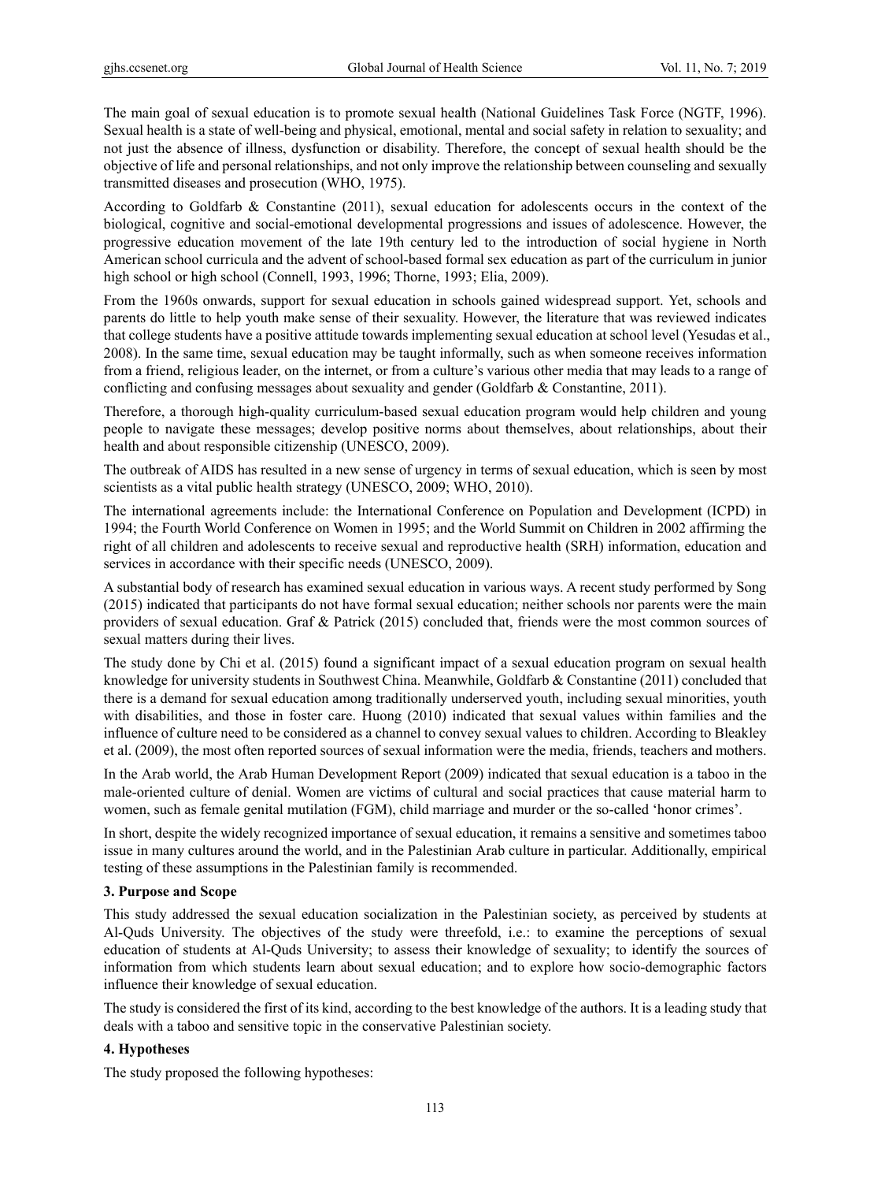The main goal of sexual education is to promote sexual health (National Guidelines Task Force (NGTF, 1996). Sexual health is a state of well-being and physical, emotional, mental and social safety in relation to sexuality; and not just the absence of illness, dysfunction or disability. Therefore, the concept of sexual health should be the objective of life and personal relationships, and not only improve the relationship between counseling and sexually transmitted diseases and prosecution (WHO, 1975).

According to Goldfarb & Constantine (2011), sexual education for adolescents occurs in the context of the biological, cognitive and social-emotional developmental progressions and issues of adolescence. However, the progressive education movement of the late 19th century led to the introduction of social hygiene in North American school curricula and the advent of school-based formal sex education as part of the curriculum in junior high school or high school (Connell, 1993, 1996; Thorne, 1993; Elia, 2009).

From the 1960s onwards, support for sexual education in schools gained widespread support. Yet, schools and parents do little to help youth make sense of their sexuality. However, the literature that was reviewed indicates that college students have a positive attitude towards implementing sexual education at school level (Yesudas et al., 2008). In the same time, sexual education may be taught informally, such as when someone receives information from a friend, religious leader, on the internet, or from a culture's various other media that may leads to a range of conflicting and confusing messages about sexuality and gender (Goldfarb & Constantine, 2011).

Therefore, a thorough high-quality curriculum-based sexual education program would help children and young people to navigate these messages; develop positive norms about themselves, about relationships, about their health and about responsible citizenship (UNESCO, 2009).

The outbreak of AIDS has resulted in a new sense of urgency in terms of sexual education, which is seen by most scientists as a vital public health strategy (UNESCO, 2009; WHO, 2010).

The international agreements include: the International Conference on Population and Development (ICPD) in 1994; the Fourth World Conference on Women in 1995; and the World Summit on Children in 2002 affirming the right of all children and adolescents to receive sexual and reproductive health (SRH) information, education and services in accordance with their specific needs (UNESCO, 2009).

A substantial body of research has examined sexual education in various ways. A recent study performed by Song (2015) indicated that participants do not have formal sexual education; neither schools nor parents were the main providers of sexual education. Graf & Patrick (2015) concluded that, friends were the most common sources of sexual matters during their lives.

The study done by Chi et al. (2015) found a significant impact of a sexual education program on sexual health knowledge for university students in Southwest China. Meanwhile, Goldfarb & Constantine (2011) concluded that there is a demand for sexual education among traditionally underserved youth, including sexual minorities, youth with disabilities, and those in foster care. Huong (2010) indicated that sexual values within families and the influence of culture need to be considered as a channel to convey sexual values to children. According to Bleakley et al. (2009), the most often reported sources of sexual information were the media, friends, teachers and mothers.

In the Arab world, the Arab Human Development Report (2009) indicated that sexual education is a taboo in the male-oriented culture of denial. Women are victims of cultural and social practices that cause material harm to women, such as female genital mutilation (FGM), child marriage and murder or the so-called 'honor crimes'.

In short, despite the widely recognized importance of sexual education, it remains a sensitive and sometimes taboo issue in many cultures around the world, and in the Palestinian Arab culture in particular. Additionally, empirical testing of these assumptions in the Palestinian family is recommended.

## 3. Purpose and Scope

This study addressed the sexual education socialization in the Palestinian society, as perceived by students at Al-Quds University. The objectives of the study were threefold, i.e.: to examine the perceptions of sexual education of students at Al-Quds University; to assess their knowledge of sexuality; to identify the sources of information from which students learn about sexual education; and to explore how socio-demographic factors influence their knowledge of sexual education.

The study is considered the first of its kind, according to the best knowledge of the authors. It is a leading study that deals with a taboo and sensitive topic in the conservative Palestinian society.

## 4. Hypotheses

The study proposed the following hypotheses: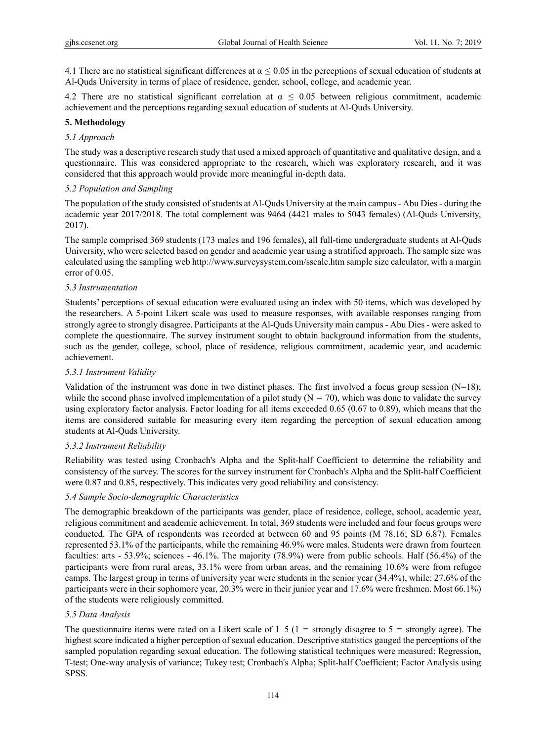4.1 There are no statistical significant differences at $\alpha \leq 0.05$ in the perceptions of sexual education of students at Al-Quds University in terms of place of residence, gender, school, college, and academic year.

4.2 There are no statistical significant correlation at $\alpha \leq 0.05$ between religious commitment, academic achievement and the perceptions regarding sexual education of students at Al-Quds University.

## 5. Methodology

### *5.1 Approach*

The study was a descriptive research study that used a mixed approach of quantitative and qualitative design, and a questionnaire. This was considered appropriate to the research, which was exploratory research, and it was considered that this approach would provide more meaningful in-depth data.

### *5.2 Population and Sampling*

The population of the study consisted of students at Al-Quds University at the main campus - Abu Dies - during the academic year 2017/2018. The total complement was 9464 (4421 males to 5043 females) (Al-Quds University, 2017).

The sample comprised 369 students (173 males and 196 females), all full-time undergraduate students at Al-Quds University, who were selected based on gender and academic year using a stratified approach. The sample size was calculated using the sampling web http://www.surveysystem.com/sscalc.htm sample size calculator, with a margin error of 0.05.

### *5.3 Instrumentation*

Students' perceptions of sexual education were evaluated using an index with 50 items, which was developed by the researchers. A 5-point Likert scale was used to measure responses, with available responses ranging from strongly agree to strongly disagree. Participants at the Al-Quds University main campus - Abu Dies - were asked to complete the questionnaire. The survey instrument sought to obtain background information from the students, such as the gender, college, school, place of residence, religious commitment, academic year, and academic achievement.

#### *5.3.1 Instrument Validity*

Validation of the instrument was done in two distinct phases. The first involved a focus group session (N=18); while the second phase involved implementation of a pilot study (N = 70), which was done to validate the survey using exploratory factor analysis. Factor loading for all items exceeded 0.65 (0.67 to 0.89), which means that the items are considered suitable for measuring every item regarding the perception of sexual education among students at Al-Quds University.

#### *5.3.2 Instrument Reliability*

Reliability was tested using Cronbach's Alpha and the Split-half Coefficient to determine the reliability and consistency of the survey. The scores for the survey instrument for Cronbach's Alpha and the Split-half Coefficient were 0.87 and 0.85, respectively. This indicates very good reliability and consistency.

### *5.4 Sample Socio-demographic Characteristics*

The demographic breakdown of the participants was gender, place of residence, college, school, academic year, religious commitment and academic achievement. In total, 369 students were included and four focus groups were conducted. The GPA of respondents was recorded at between 60 and 95 points (M 78.16; SD 6.87). Females represented 53.1% of the participants, while the remaining 46.9% were males. Students were drawn from fourteen faculties: arts - 53.9%; sciences - 46.1%. The majority (78.9%) were from public schools. Half (56.4%) of the participants were from rural areas, 33.1% were from urban areas, and the remaining 10.6% were from refugee camps. The largest group in terms of university year were students in the senior year (34.4%), while: 27.6% of the participants were in their sophomore year, 20.3% were in their junior year and 17.6% were freshmen. Most 66.1%) of the students were religiously committed.

### *5.5 Data Analysis*

The questionnaire items were rated on a Likert scale of 1–5 (1 = strongly disagree to 5 = strongly agree). The highest score indicated a higher perception of sexual education. Descriptive statistics gauged the perceptions of the sampled population regarding sexual education. The following statistical techniques were measured: Regression, T-test; One-way analysis of variance; Tukey test; Cronbach's Alpha; Split-half Coefficient; Factor Analysis using SPSS.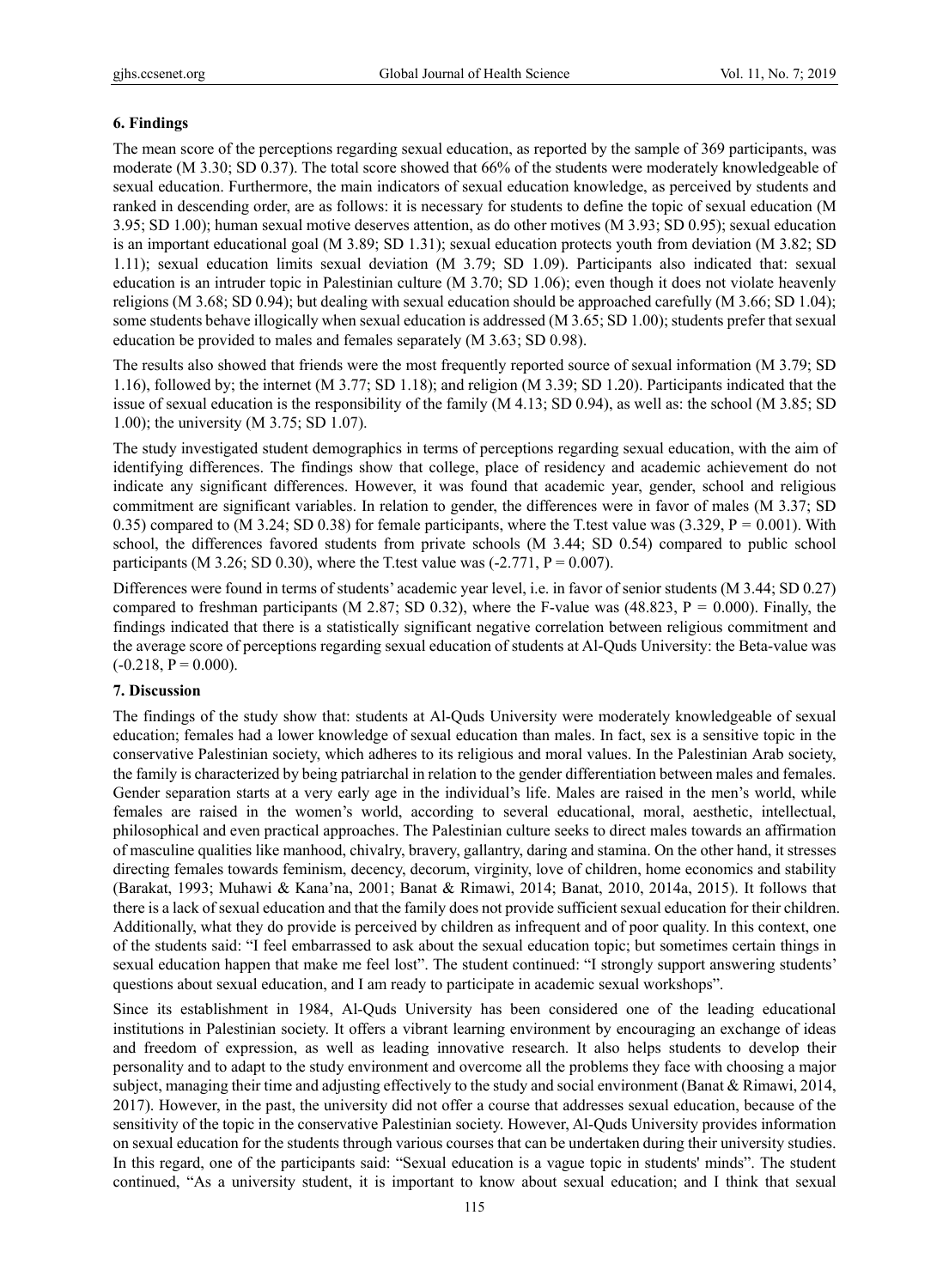## 6. Findings

The mean score of the perceptions regarding sexual education, as reported by the sample of 369 participants, was moderate (M 3.30; SD 0.37). The total score showed that 66% of the students were moderately knowledgeable of sexual education. Furthermore, the main indicators of sexual education knowledge, as perceived by students and ranked in descending order, are as follows: it is necessary for students to define the topic of sexual education (M 3.95; SD 1.00); human sexual motive deserves attention, as do other motives (M 3.93; SD 0.95); sexual education is an important educational goal (M 3.89; SD 1.31); sexual education protects youth from deviation (M 3.82; SD 1.11); sexual education limits sexual deviation (M 3.79; SD 1.09). Participants also indicated that: sexual education is an intruder topic in Palestinian culture (M 3.70; SD 1.06); even though it does not violate heavenly religions (M 3.68; SD 0.94); but dealing with sexual education should be approached carefully (M 3.66; SD 1.04); some students behave illogically when sexual education is addressed (M 3.65; SD 1.00); students prefer that sexual education be provided to males and females separately (M 3.63; SD 0.98).

The results also showed that friends were the most frequently reported source of sexual information (M 3.79; SD 1.16), followed by; the internet (M 3.77; SD 1.18); and religion (M 3.39; SD 1.20). Participants indicated that the issue of sexual education is the responsibility of the family (M 4.13; SD 0.94), as well as: the school (M 3.85; SD 1.00); the university (M 3.75; SD 1.07).

The study investigated student demographics in terms of perceptions regarding sexual education, with the aim of identifying differences. The findings show that college, place of residency and academic achievement do not indicate any significant differences. However, it was found that academic year, gender, school and religious commitment are significant variables. In relation to gender, the differences were in favor of males (M 3.37; SD 0.35) compared to (M 3.24; SD 0.38) for female participants, where the T.test value was (3.329, $P = 0.001$). With school, the differences favored students from private schools (M 3.44; SD 0.54) compared to public school participants (M 3.26; SD 0.30), where the T.test value was (-2.771, $P = 0.007$).

Differences were found in terms of students' academic year level, i.e. in favor of senior students (M 3.44; SD 0.27) compared to freshman participants (M 2.87; SD 0.32), where the F-value was (48.823, $P = 0.000$). Finally, the findings indicated that there is a statistically significant negative correlation between religious commitment and the average score of perceptions regarding sexual education of students at Al-Quds University: the Beta-value was (-0.218, $P = 0.000$).

## 7. Discussion

The findings of the study show that: students at Al-Quds University were moderately knowledgeable of sexual education; females had a lower knowledge of sexual education than males. In fact, sex is a sensitive topic in the conservative Palestinian society, which adheres to its religious and moral values. In the Palestinian Arab society, the family is characterized by being patriarchal in relation to the gender differentiation between males and females. Gender separation starts at a very early age in the individual's life. Males are raised in the men's world, while females are raised in the women's world, according to several educational, moral, aesthetic, intellectual, philosophical and even practical approaches. The Palestinian culture seeks to direct males towards an affirmation of masculine qualities like manhood, chivalry, bravery, gallantry, daring and stamina. On the other hand, it stresses directing females towards feminism, decency, decorum, virginity, love of children, home economics and stability (Barakat, 1993; Muhawi & Kana'na, 2001; Banat & Rimawi, 2014; Banat, 2010, 2014a, 2015). It follows that there is a lack of sexual education and that the family does not provide sufficient sexual education for their children. Additionally, what they do provide is perceived by children as infrequent and of poor quality. In this context, one of the students said: "I feel embarrassed to ask about the sexual education topic; but sometimes certain things in sexual education happen that make me feel lost". The student continued: "I strongly support answering students' questions about sexual education, and I am ready to participate in academic sexual workshops".

Since its establishment in 1984, Al-Quds University has been considered one of the leading educational institutions in Palestinian society. It offers a vibrant learning environment by encouraging an exchange of ideas and freedom of expression, as well as leading innovative research. It also helps students to develop their personality and to adapt to the study environment and overcome all the problems they face with choosing a major subject, managing their time and adjusting effectively to the study and social environment (Banat & Rimawi, 2014, 2017). However, in the past, the university did not offer a course that addresses sexual education, because of the sensitivity of the topic in the conservative Palestinian society. However, Al-Quds University provides information on sexual education for the students through various courses that can be undertaken during their university studies. In this regard, one of the participants said: "Sexual education is a vague topic in students' minds". The student continued, "As a university student, it is important to know about sexual education; and I think that sexual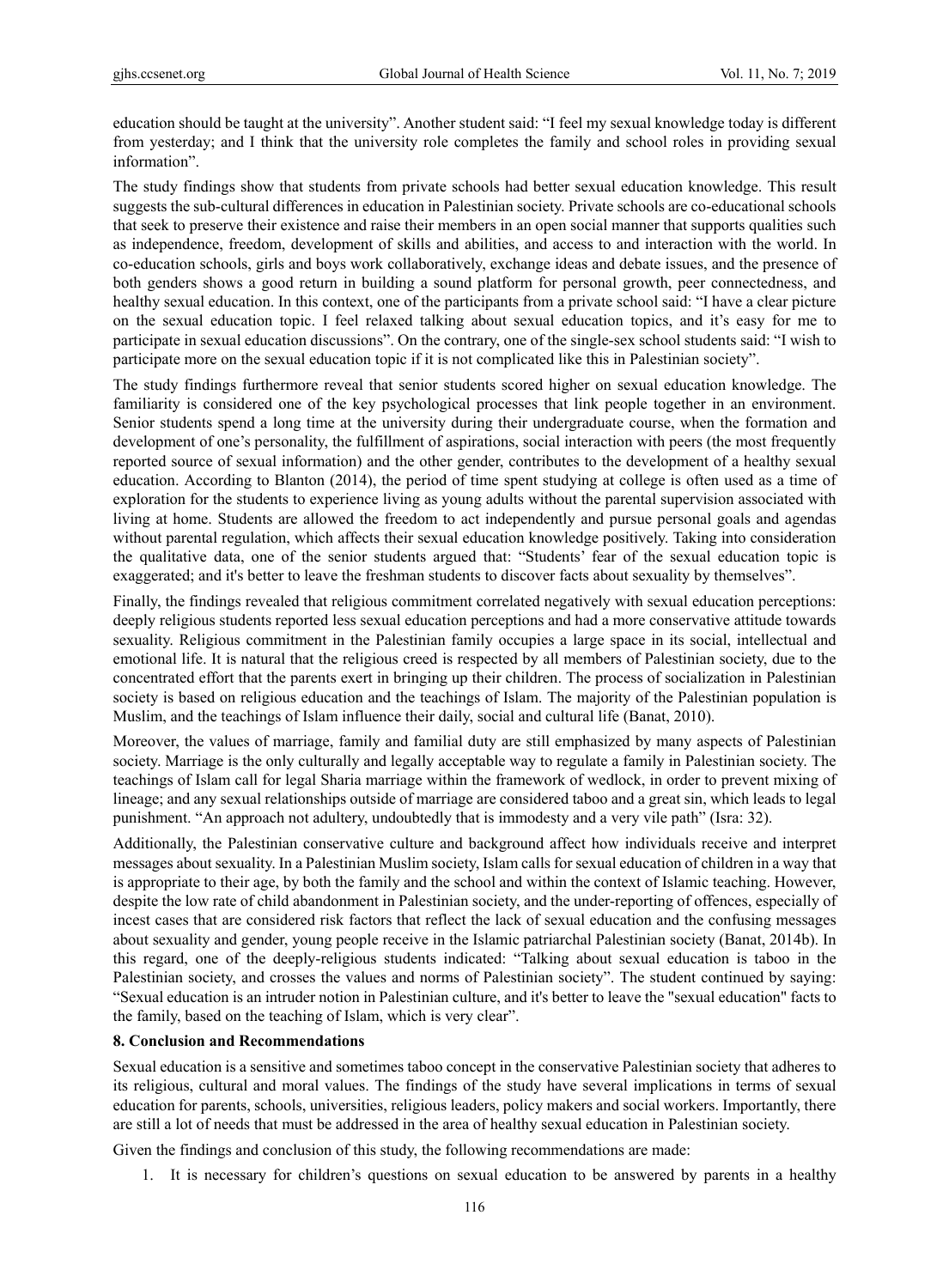education should be taught at the university". Another student said: "I feel my sexual knowledge today is different from yesterday; and I think that the university role completes the family and school roles in providing sexual information".

The study findings show that students from private schools had better sexual education knowledge. This result suggests the sub-cultural differences in education in Palestinian society. Private schools are co-educational schools that seek to preserve their existence and raise their members in an open social manner that supports qualities such as independence, freedom, development of skills and abilities, and access to and interaction with the world. In co-education schools, girls and boys work collaboratively, exchange ideas and debate issues, and the presence of both genders shows a good return in building a sound platform for personal growth, peer connectedness, and healthy sexual education. In this context, one of the participants from a private school said: "I have a clear picture on the sexual education topic. I feel relaxed talking about sexual education topics, and it's easy for me to participate in sexual education discussions". On the contrary, one of the single-sex school students said: "I wish to participate more on the sexual education topic if it is not complicated like this in Palestinian society".

The study findings furthermore reveal that senior students scored higher on sexual education knowledge. The familiarity is considered one of the key psychological processes that link people together in an environment. Senior students spend a long time at the university during their undergraduate course, when the formation and development of one's personality, the fulfillment of aspirations, social interaction with peers (the most frequently reported source of sexual information) and the other gender, contributes to the development of a healthy sexual education. According to Blanton (2014), the period of time spent studying at college is often used as a time of exploration for the students to experience living as young adults without the parental supervision associated with living at home. Students are allowed the freedom to act independently and pursue personal goals and agendas without parental regulation, which affects their sexual education knowledge positively. Taking into consideration the qualitative data, one of the senior students argued that: "Students' fear of the sexual education topic is exaggerated; and it's better to leave the freshman students to discover facts about sexuality by themselves".

Finally, the findings revealed that religious commitment correlated negatively with sexual education perceptions: deeply religious students reported less sexual education perceptions and had a more conservative attitude towards sexuality. Religious commitment in the Palestinian family occupies a large space in its social, intellectual and emotional life. It is natural that the religious creed is respected by all members of Palestinian society, due to the concentrated effort that the parents exert in bringing up their children. The process of socialization in Palestinian society is based on religious education and the teachings of Islam. The majority of the Palestinian population is Muslim, and the teachings of Islam influence their daily, social and cultural life (Banat, 2010).

Moreover, the values of marriage, family and familial duty are still emphasized by many aspects of Palestinian society. Marriage is the only culturally and legally acceptable way to regulate a family in Palestinian society. The teachings of Islam call for legal Sharia marriage within the framework of wedlock, in order to prevent mixing of lineage; and any sexual relationships outside of marriage are considered taboo and a great sin, which leads to legal punishment. "An approach not adultery, undoubtedly that is immodesty and a very vile path" (Isra: 32).

Additionally, the Palestinian conservative culture and background affect how individuals receive and interpret messages about sexuality. In a Palestinian Muslim society, Islam calls for sexual education of children in a way that is appropriate to their age, by both the family and the school and within the context of Islamic teaching. However, despite the low rate of child abandonment in Palestinian society, and the under-reporting of offences, especially of incest cases that are considered risk factors that reflect the lack of sexual education and the confusing messages about sexuality and gender, young people receive in the Islamic patriarchal Palestinian society (Banat, 2014b). In this regard, one of the deeply-religious students indicated: "Talking about sexual education is taboo in the Palestinian society, and crosses the values and norms of Palestinian society". The student continued by saying: "Sexual education is an intruder notion in Palestinian culture, and it's better to leave the "sexual education" facts to the family, based on the teaching of Islam, which is very clear".

## 8. Conclusion and Recommendations

Sexual education is a sensitive and sometimes taboo concept in the conservative Palestinian society that adheres to its religious, cultural and moral values. The findings of the study have several implications in terms of sexual education for parents, schools, universities, religious leaders, policy makers and social workers. Importantly, there are still a lot of needs that must be addressed in the area of healthy sexual education in Palestinian society.

Given the findings and conclusion of this study, the following recommendations are made:

1. It is necessary for children's questions on sexual education to be answered by parents in a healthy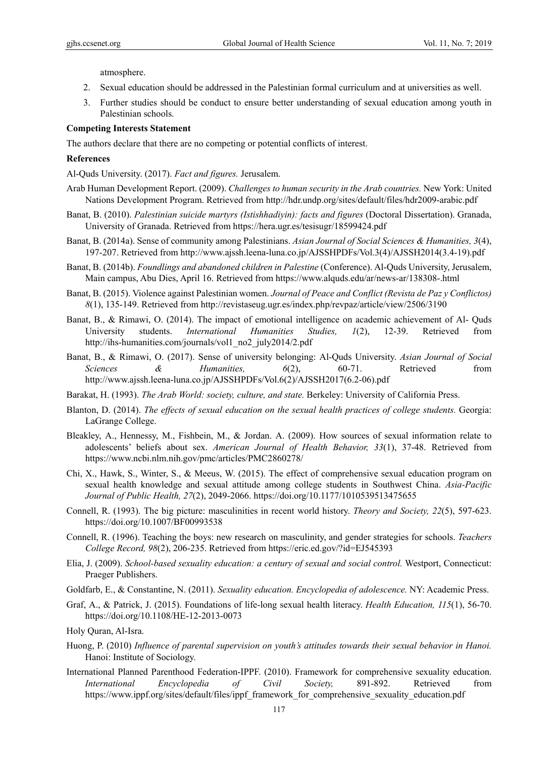atmosphere.

2. Sexual education should be addressed in the Palestinian formal curriculum and at universities as well.
3. Further studies should be conduct to ensure better understanding of sexual education among youth in Palestinian schools.

**Competing Interests Statement**

The authors declare that there are no competing or potential conflicts of interest.

**References**

Al-Quds University. (2017). *Fact and figures.* Jerusalem.

Arab Human Development Report. (2009). *Challenges to human security in the Arab countries.* New York: United Nations Development Program. Retrieved from http://hdr.undp.org/sites/default/files/hdr2009-arabic.pdf

Banat, B. (2010). *Palestinian suicide martyrs (Istishhadiyin): facts and figures* (Doctoral Dissertation). Granada, University of Granada. Retrieved from https://hera.ugr.es/tesisugr/18599424.pdf

Banat, B. (2014a). Sense of community among Palestinians. *Asian Journal of Social Sciences & Humanities, 3*(4), 197-207. Retrieved from http://www.ajssh.leena-luna.co.jp/AJSSHPDFs/Vol.3(4)/AJSSH2014(3.4-19).pdf

Banat, B. (2014b). *Foundlings and abandoned children in Palestine* (Conference). Al-Quds University, Jerusalem, Main campus, Abu Dies, April 16. Retrieved from https://www.alquds.edu/ar/news-ar/138308-.html

Banat, B. (2015). Violence against Palestinian women. *Journal of Peace and Conflict (Revista de Paz y Conflictos) 8*(1), 135-149. Retrieved from http://revistaseug.ugr.es/index.php/revpaz/article/view/2506/3190

Banat, B., & Rimawi, O. (2014). The impact of emotional intelligence on academic achievement of Al- Quds University students. *International Humanities Studies, 1*(2), 12-39. Retrieved from http://ihs-humanities.com/journals/vol1_no2_july2014/2.pdf

Banat, B., & Rimawi, O. (2017). Sense of university belonging: Al-Quds University. *Asian Journal of Social Sciences & Humanities, 6*(2), 60-71. Retrieved from http://www.ajssh.leena-luna.co.jp/AJSSHPDFs/Vol.6(2)/AJSSH2017(6.2-06).pdf

Barakat, H. (1993). *The Arab World: society, culture, and state.* Berkeley: University of California Press.

Blanton, D. (2014). *The effects of sexual education on the sexual health practices of college students.* Georgia: LaGrange College.

Bleakley, A., Hennessy, M., Fishbein, M., & Jordan. A. (2009). How sources of sexual information relate to adolescents' beliefs about sex. *American Journal of Health Behavior, 33*(1), 37-48. Retrieved from https://www.ncbi.nlm.nih.gov/pmc/articles/PMC2860278/

Chi, X., Hawk, S., Winter, S., & Meeus, W. (2015). The effect of comprehensive sexual education program on sexual health knowledge and sexual attitude among college students in Southwest China. *Asia-Pacific Journal of Public Health, 27*(2), 2049-2066. https://doi.org/10.1177/1010539513475655

Connell, R. (1993). The big picture: masculinities in recent world history. *Theory and Society, 22*(5), 597-623. https://doi.org/10.1007/BF00993538

Connell, R. (1996). Teaching the boys: new research on masculinity, and gender strategies for schools. *Teachers College Record, 98*(2), 206-235. Retrieved from https://eric.ed.gov/?id=EJ545393

Elia, J. (2009). *School-based sexuality education: a century of sexual and social control.* Westport, Connecticut: Praeger Publishers.

Goldfarb, E., & Constantine, N. (2011). *Sexuality education. Encyclopedia of adolescence.* NY: Academic Press.

Graf, A., & Patrick, J. (2015). Foundations of life-long sexual health literacy. *Health Education, 115*(1), 56-70. https://doi.org/10.1108/HE-12-2013-0073

Holy Quran, Al-Isra.

Huong, P. (2010) *Influence of parental supervision on youth's attitudes towards their sexual behavior in Hanoi.* Hanoi: Institute of Sociology.

International Planned Parenthood Federation-IPPF. (2010). Framework for comprehensive sexuality education. *International Encyclopedia of Civil Society,* 891-892. Retrieved from https://www.ippf.org/sites/default/files/ippf_framework_for_comprehensive_sexuality_education.pdf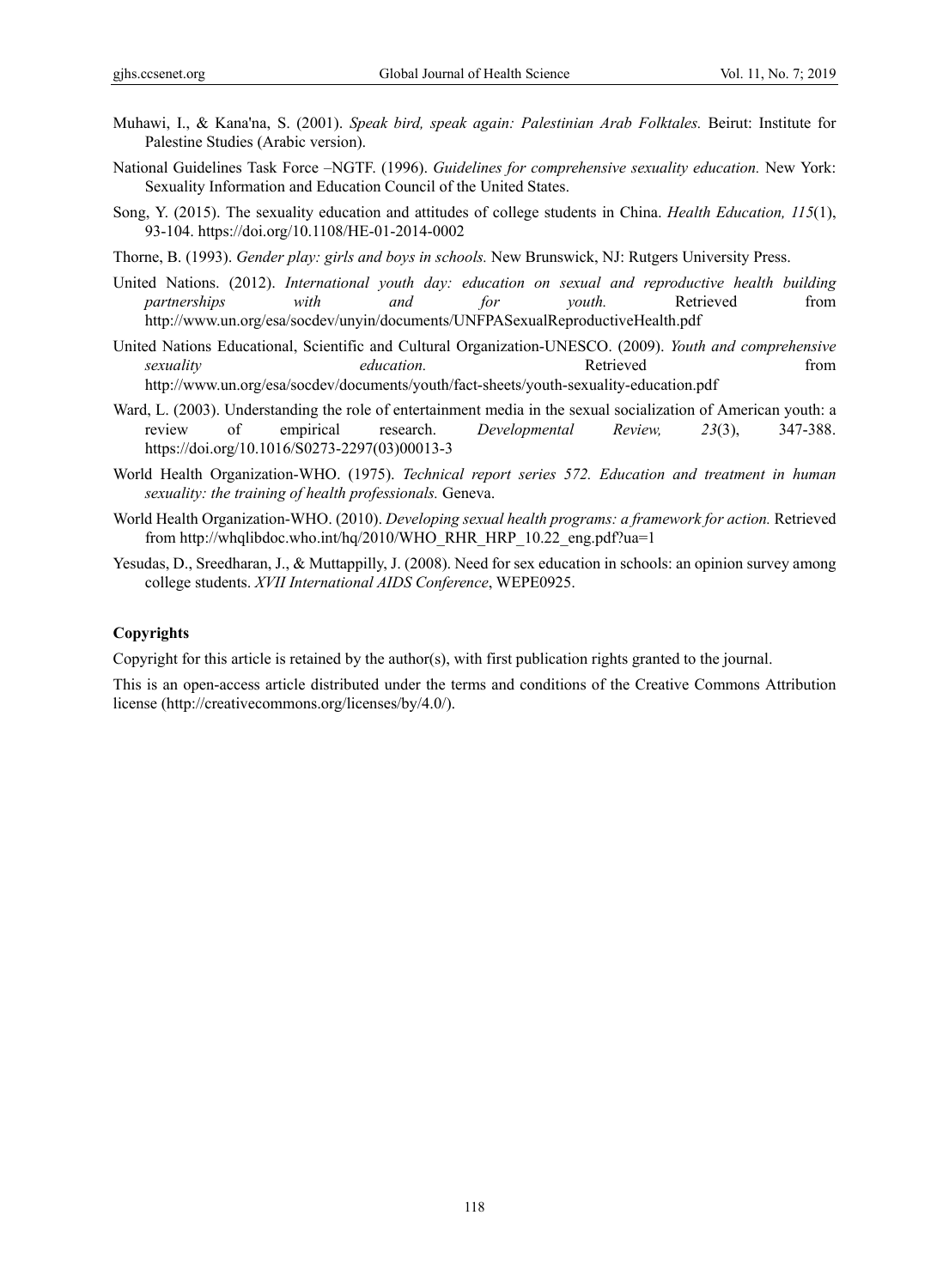Muhawi, I., & Kana'na, S. (2001). *Speak bird, speak again: Palestinian Arab Folktales.* Beirut: Institute for Palestine Studies (Arabic version).

National Guidelines Task Force –NGTF. (1996). *Guidelines for comprehensive sexuality education.* New York: Sexuality Information and Education Council of the United States.

Song, Y. (2015). The sexuality education and attitudes of college students in China. *Health Education, 115*(1), 93-104. https://doi.org/10.1108/HE-01-2014-0002

Thorne, B. (1993). *Gender play: girls and boys in schools.* New Brunswick, NJ: Rutgers University Press.

United Nations. (2012). *International youth day: education on sexual and reproductive health building partnerships with and for youth.* Retrieved from http://www.un.org/esa/socdev/unyin/documents/UNFPASexualReproductiveHealth.pdf

United Nations Educational, Scientific and Cultural Organization-UNESCO. (2009). *Youth and comprehensive sexuality education.* Retrieved from http://www.un.org/esa/socdev/documents/youth/fact-sheets/youth-sexuality-education.pdf

Ward, L. (2003). Understanding the role of entertainment media in the sexual socialization of American youth: a review of empirical research. *Developmental Review, 23*(3), 347-388. https://doi.org/10.1016/S0273-2297(03)00013-3

World Health Organization-WHO. (1975). *Technical report series 572. Education and treatment in human sexuality: the training of health professionals.* Geneva.

World Health Organization-WHO. (2010). *Developing sexual health programs: a framework for action.* Retrieved from http://whqlibdoc.who.int/hq/2010/WHO_RHR_HRP_10.22_eng.pdf?ua=1

Yesudas, D., Sreedharan, J., & Muttappilly, J. (2008). Need for sex education in schools: an opinion survey among college students. *XVII International AIDS Conference*, WEPE0925.

**Copyrights**

Copyright for this article is retained by the author(s), with first publication rights granted to the journal.

This is an open-access article distributed under the terms and conditions of the Creative Commons Attribution license (http://creativecommons.org/licenses/by/4.0/).